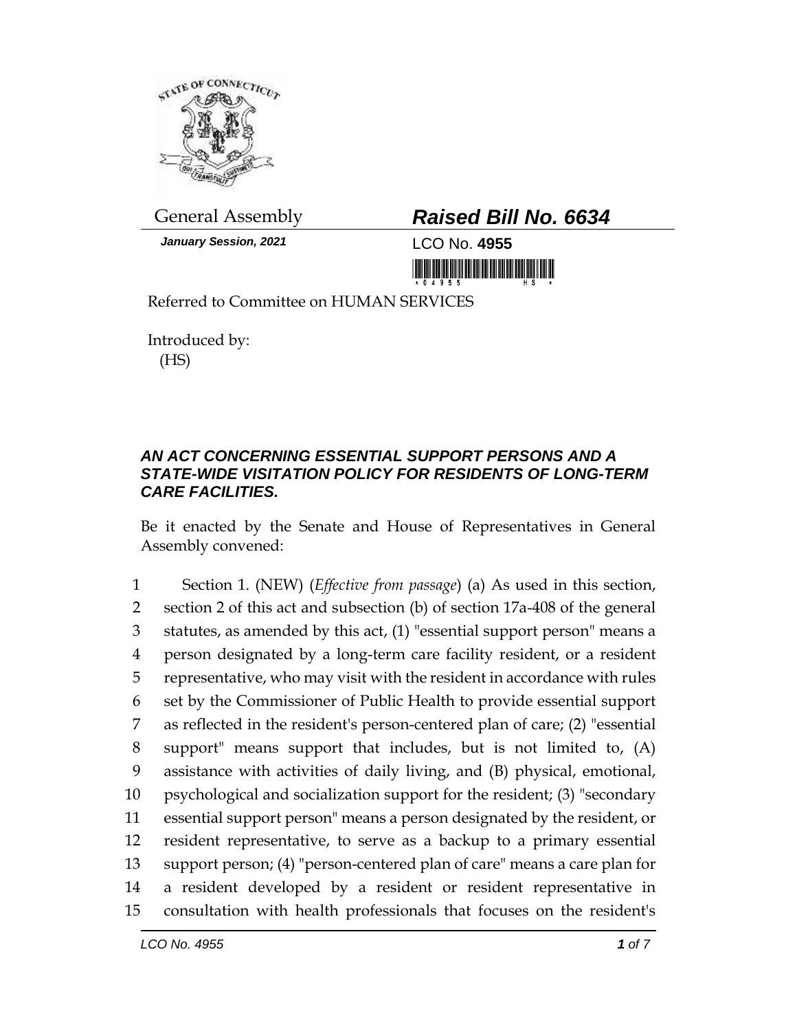General Assembly

# *Raised Bill No. 6634*

***January Session, 2021***

LCO No. **4955**

Referred to Committee on HUMAN SERVICES

Introduced by:
(HS)

## *AN ACT CONCERNING ESSENTIAL SUPPORT PERSONS AND A STATE-WIDE VISITATION POLICY FOR RESIDENTS OF LONG-TERM CARE FACILITIES.*

Be it enacted by the Senate and House of Representatives in General Assembly convened:

1 Section 1. (NEW) (*Effective from passage*) (a) As used in this section,
2 section 2 of this act and subsection (b) of section 17a-408 of the general
3 statutes, as amended by this act, (1) "essential support person" means a
4 person designated by a long-term care facility resident, or a resident
5 representative, who may visit with the resident in accordance with rules
6 set by the Commissioner of Public Health to provide essential support
7 as reflected in the resident's person-centered plan of care; (2) "essential
8 support" means support that includes, but is not limited to, (A)
9 assistance with activities of daily living, and (B) physical, emotional,
10 psychological and socialization support for the resident; (3) "secondary
11 essential support person" means a person designated by the resident, or
12 resident representative, to serve as a backup to a primary essential
13 support person; (4) "person-centered plan of care" means a care plan for
14 a resident developed by a resident or resident representative in
15 consultation with health professionals that focuses on the resident's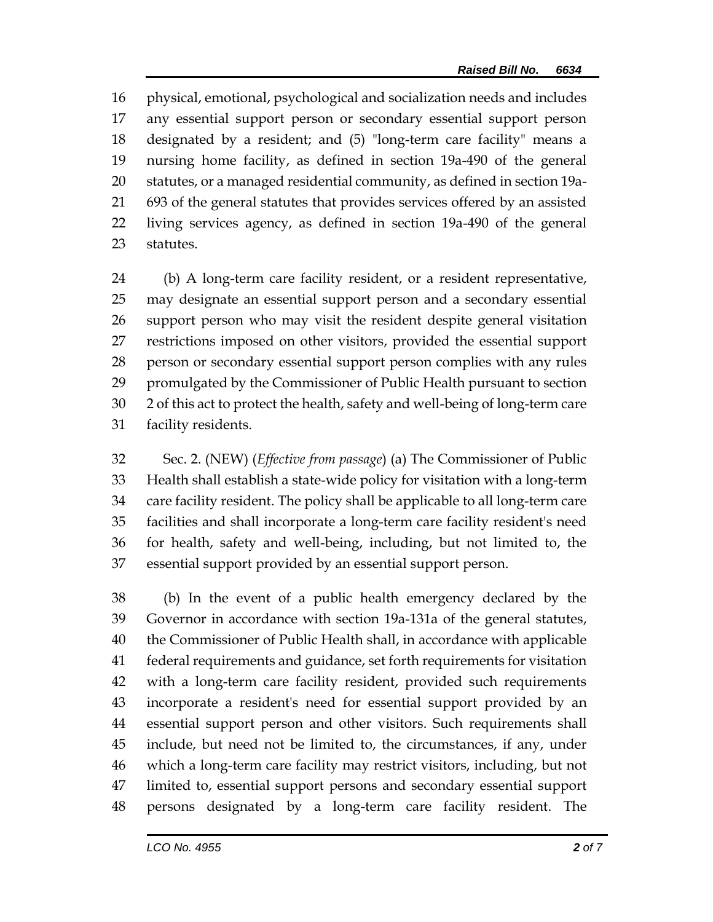physical, emotional, psychological and socialization needs and includes any essential support person or secondary essential support person designated by a resident; and (5) "long-term care facility" means a nursing home facility, as defined in section 19a-490 of the general statutes, or a managed residential community, as defined in section 19a-693 of the general statutes that provides services offered by an assisted living services agency, as defined in section 19a-490 of the general statutes.

(b) A long-term care facility resident, or a resident representative, may designate an essential support person and a secondary essential support person who may visit the resident despite general visitation restrictions imposed on other visitors, provided the essential support person or secondary essential support person complies with any rules promulgated by the Commissioner of Public Health pursuant to section 2 of this act to protect the health, safety and well-being of long-term care facility residents.

Sec. 2. (NEW) (*Effective from passage*) (a) The Commissioner of Public Health shall establish a state-wide policy for visitation with a long-term care facility resident. The policy shall be applicable to all long-term care facilities and shall incorporate a long-term care facility resident's need for health, safety and well-being, including, but not limited to, the essential support provided by an essential support person.

(b) In the event of a public health emergency declared by the Governor in accordance with section 19a-131a of the general statutes, the Commissioner of Public Health shall, in accordance with applicable federal requirements and guidance, set forth requirements for visitation with a long-term care facility resident, provided such requirements incorporate a resident's need for essential support provided by an essential support person and other visitors. Such requirements shall include, but need not be limited to, the circumstances, if any, under which a long-term care facility may restrict visitors, including, but not limited to, essential support persons and secondary essential support persons designated by a long-term care facility resident. The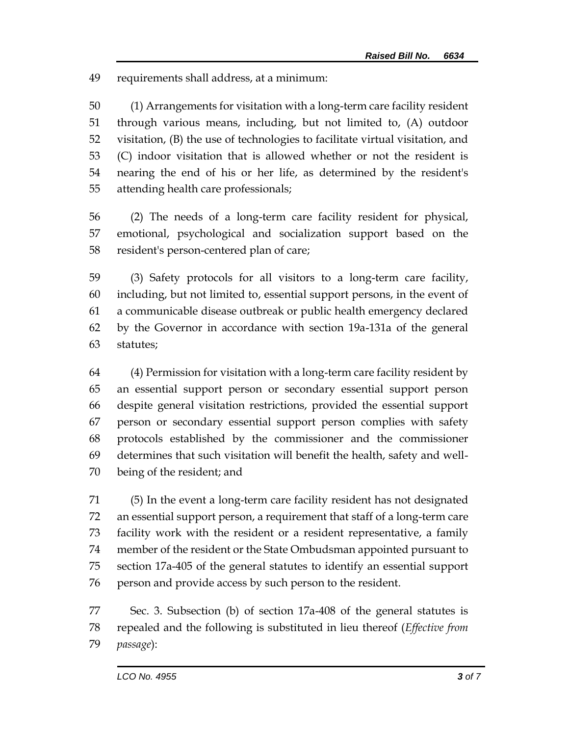requirements shall address, at a minimum:

(1) Arrangements for visitation with a long-term care facility resident through various means, including, but not limited to, (A) outdoor visitation, (B) the use of technologies to facilitate virtual visitation, and (C) indoor visitation that is allowed whether or not the resident is nearing the end of his or her life, as determined by the resident's attending health care professionals;

(2) The needs of a long-term care facility resident for physical, emotional, psychological and socialization support based on the resident's person-centered plan of care;

(3) Safety protocols for all visitors to a long-term care facility, including, but not limited to, essential support persons, in the event of a communicable disease outbreak or public health emergency declared by the Governor in accordance with section 19a-131a of the general statutes;

(4) Permission for visitation with a long-term care facility resident by an essential support person or secondary essential support person despite general visitation restrictions, provided the essential support person or secondary essential support person complies with safety protocols established by the commissioner and the commissioner determines that such visitation will benefit the health, safety and well-being of the resident; and

(5) In the event a long-term care facility resident has not designated an essential support person, a requirement that staff of a long-term care facility work with the resident or a resident representative, a family member of the resident or the State Ombudsman appointed pursuant to section 17a-405 of the general statutes to identify an essential support person and provide access by such person to the resident.

Sec. 3. Subsection (b) of section 17a-408 of the general statutes is repealed and the following is substituted in lieu thereof (*Effective from passage*):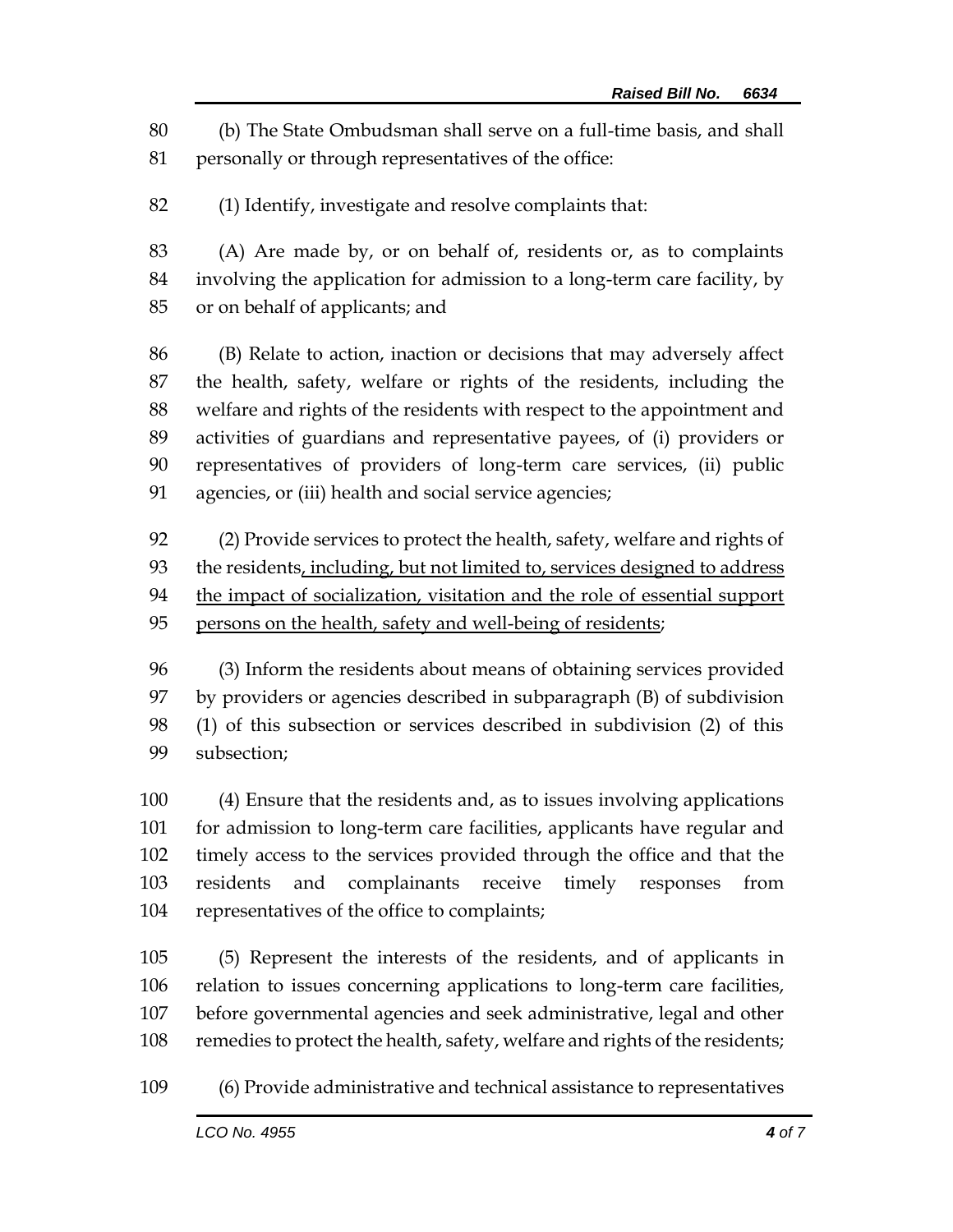(b) The State Ombudsman shall serve on a full-time basis, and shall personally or through representatives of the office:

(1) Identify, investigate and resolve complaints that:

(A) Are made by, or on behalf of, residents or, as to complaints involving the application for admission to a long-term care facility, by or on behalf of applicants; and

(B) Relate to action, inaction or decisions that may adversely affect the health, safety, welfare or rights of the residents, including the welfare and rights of the residents with respect to the appointment and activities of guardians and representative payees, of (i) providers or representatives of providers of long-term care services, (ii) public agencies, or (iii) health and social service agencies;

(2) Provide services to protect the health, safety, welfare and rights of the residents<u>, including, but not limited to, services designed to address the impact of socialization, visitation and the role of essential support persons on the health, safety and well-being of residents</u>;

(3) Inform the residents about means of obtaining services provided by providers or agencies described in subparagraph (B) of subdivision (1) of this subsection or services described in subdivision (2) of this subsection;

(4) Ensure that the residents and, as to issues involving applications for admission to long-term care facilities, applicants have regular and timely access to the services provided through the office and that the residents and complainants receive timely responses from representatives of the office to complaints;

(5) Represent the interests of the residents, and of applicants in relation to issues concerning applications to long-term care facilities, before governmental agencies and seek administrative, legal and other remedies to protect the health, safety, welfare and rights of the residents;

(6) Provide administrative and technical assistance to representatives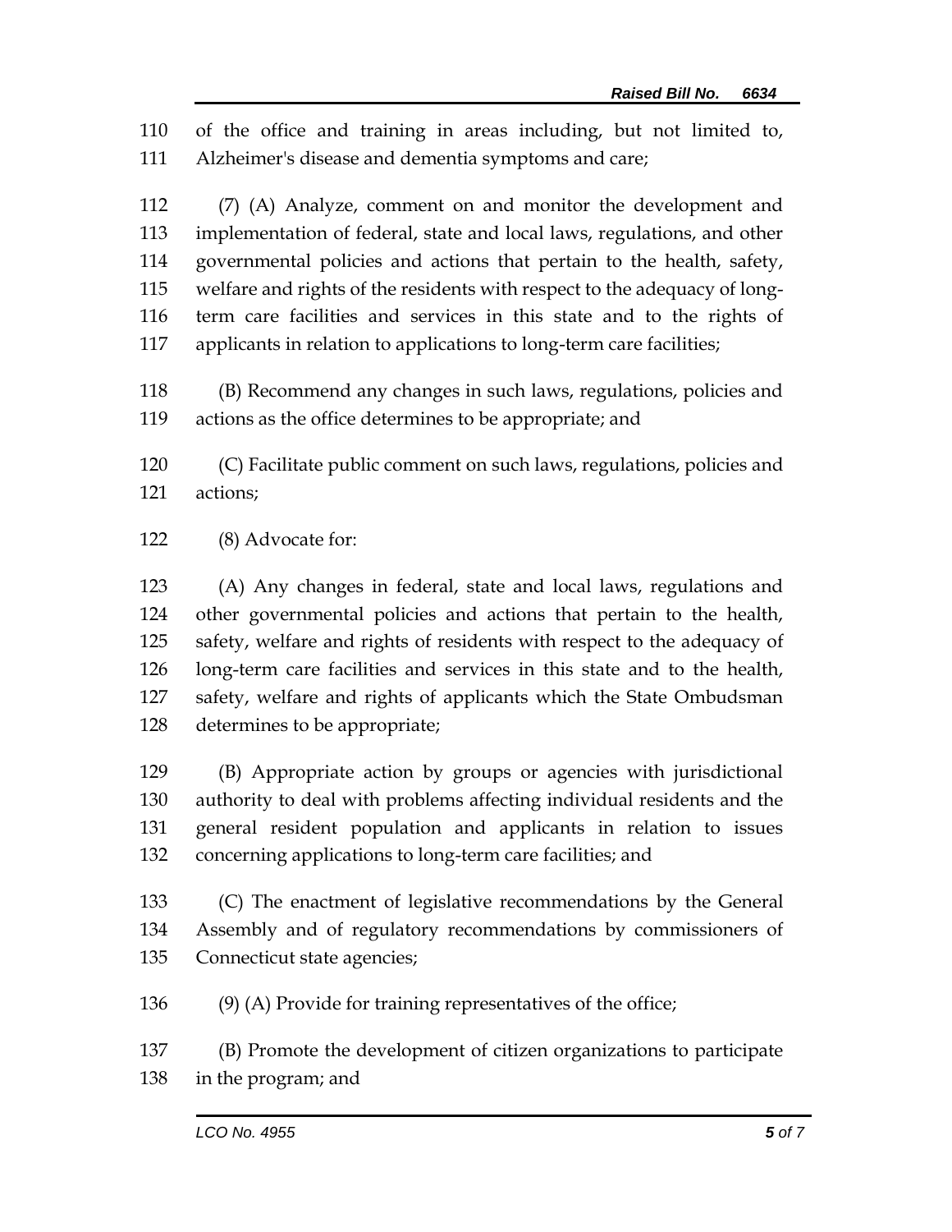of the office and training in areas including, but not limited to, Alzheimer's disease and dementia symptoms and care;

(7) (A) Analyze, comment on and monitor the development and implementation of federal, state and local laws, regulations, and other governmental policies and actions that pertain to the health, safety, welfare and rights of the residents with respect to the adequacy of long-term care facilities and services in this state and to the rights of applicants in relation to applications to long-term care facilities;

(B) Recommend any changes in such laws, regulations, policies and actions as the office determines to be appropriate; and

(C) Facilitate public comment on such laws, regulations, policies and actions;

(8) Advocate for:

(A) Any changes in federal, state and local laws, regulations and other governmental policies and actions that pertain to the health, safety, welfare and rights of residents with respect to the adequacy of long-term care facilities and services in this state and to the health, safety, welfare and rights of applicants which the State Ombudsman determines to be appropriate;

(B) Appropriate action by groups or agencies with jurisdictional authority to deal with problems affecting individual residents and the general resident population and applicants in relation to issues concerning applications to long-term care facilities; and

(C) The enactment of legislative recommendations by the General Assembly and of regulatory recommendations by commissioners of Connecticut state agencies;

(9) (A) Provide for training representatives of the office;

(B) Promote the development of citizen organizations to participate in the program; and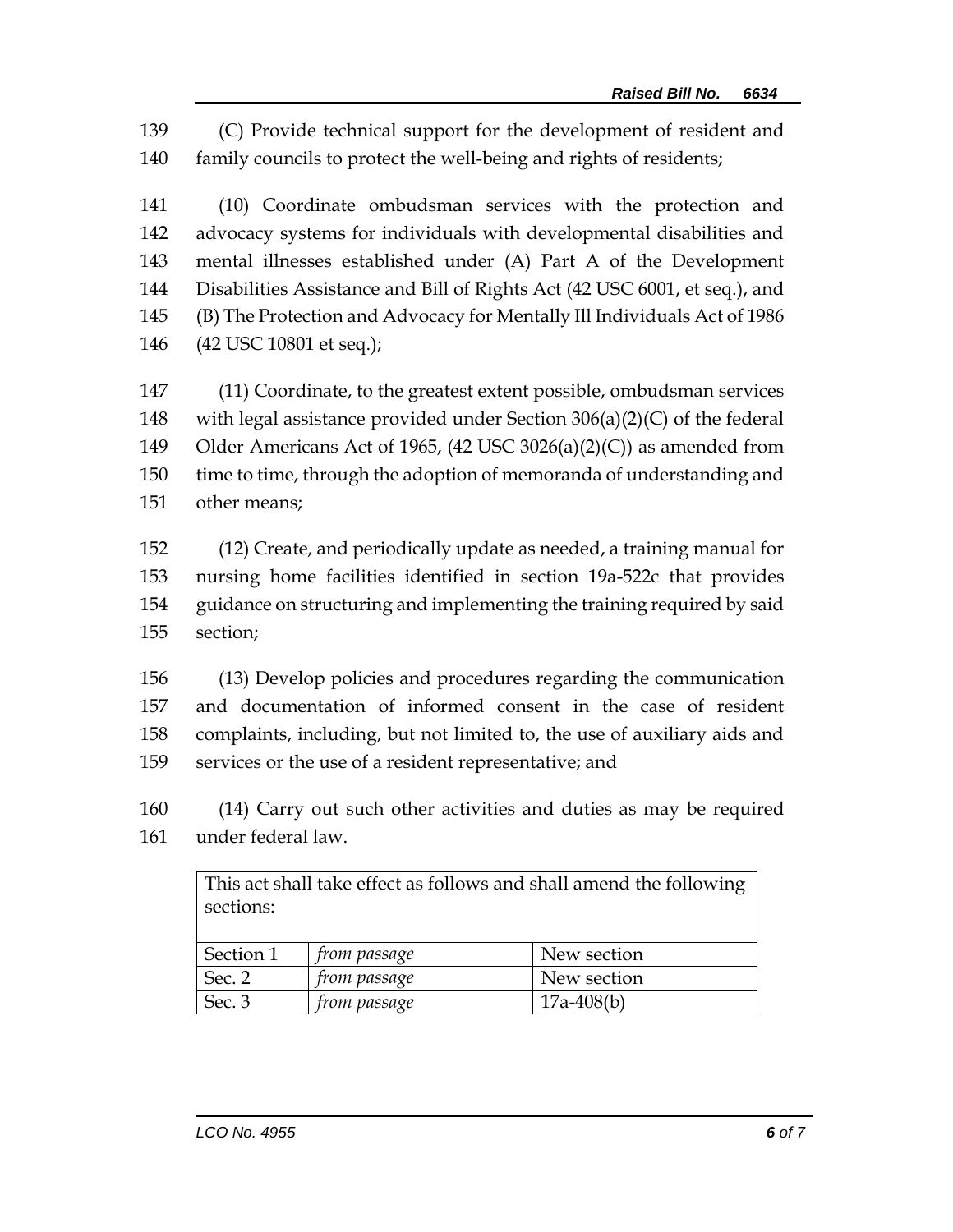(C) Provide technical support for the development of resident and family councils to protect the well-being and rights of residents;

(10) Coordinate ombudsman services with the protection and advocacy systems for individuals with developmental disabilities and mental illnesses established under (A) Part A of the Development Disabilities Assistance and Bill of Rights Act (42 USC 6001, et seq.), and (B) The Protection and Advocacy for Mentally Ill Individuals Act of 1986 (42 USC 10801 et seq.);

(11) Coordinate, to the greatest extent possible, ombudsman services with legal assistance provided under Section 306(a)(2)(C) of the federal Older Americans Act of 1965, (42 USC 3026(a)(2)(C)) as amended from time to time, through the adoption of memoranda of understanding and other means;

(12) Create, and periodically update as needed, a training manual for nursing home facilities identified in section 19a-522c that provides guidance on structuring and implementing the training required by said section;

(13) Develop policies and procedures regarding the communication and documentation of informed consent in the case of resident complaints, including, but not limited to, the use of auxiliary aids and services or the use of a resident representative; and

(14) Carry out such other activities and duties as may be required under federal law.

| This act shall take effect as follows and shall amend the following sections: | | |
|---|---|---|
| Section 1 | *from passage* | New section |
| Sec. 2 | *from passage* | New section |
| Sec. 3 | *from passage* | 17a-408(b) |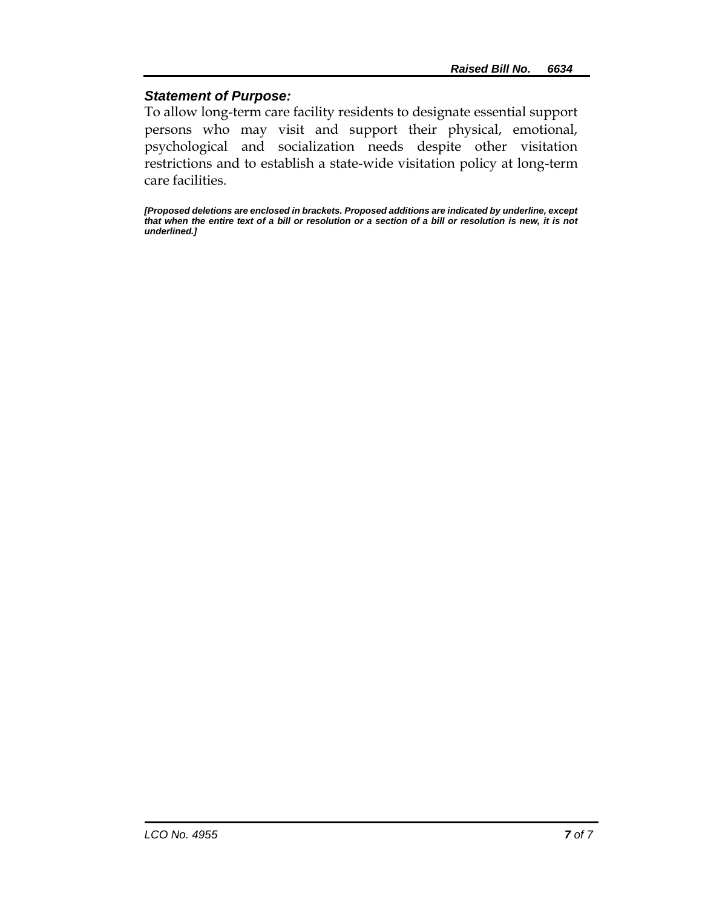### *Statement of Purpose:*

To allow long-term care facility residents to designate essential support persons who may visit and support their physical, emotional, psychological and socialization needs despite other visitation restrictions and to establish a state-wide visitation policy at long-term care facilities.

***[Proposed deletions are enclosed in brackets. Proposed additions are indicated by underline, except that when the entire text of a bill or resolution or a section of a bill or resolution is new, it is not underlined.]***